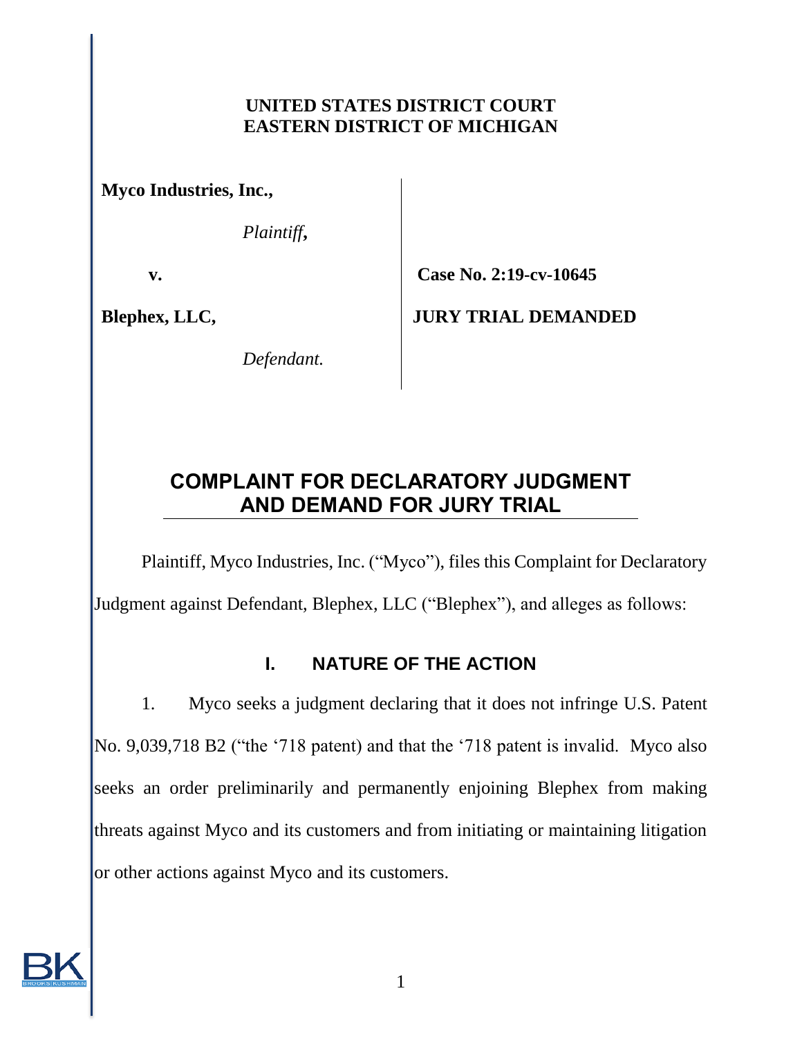**UNITED STATES DISTRICT COURT**
**EASTERN DISTRICT OF MICHIGAN**

| | |
|---|---|
| **Myco Industries, Inc.,** | |
| *Plaintiff,* | |
| **v.** | **Case No. 2:19-cv-10645** |
| **Blephex, LLC,** | **JURY TRIAL DEMANDED** |
| *Defendant.* | |

# COMPLAINT FOR DECLARATORY JUDGMENT AND DEMAND FOR JURY TRIAL

Plaintiff, Myco Industries, Inc. ("Myco"), files this Complaint for Declaratory Judgment against Defendant, Blephex, LLC ("Blephex"), and alleges as follows:

## I. NATURE OF THE ACTION

1. Myco seeks a judgment declaring that it does not infringe U.S. Patent No. 9,039,718 B2 ("the '718 patent) and that the '718 patent is invalid. Myco also seeks an order preliminarily and permanently enjoining Blephex from making threats against Myco and its customers and from initiating or maintaining litigation or other actions against Myco and its customers.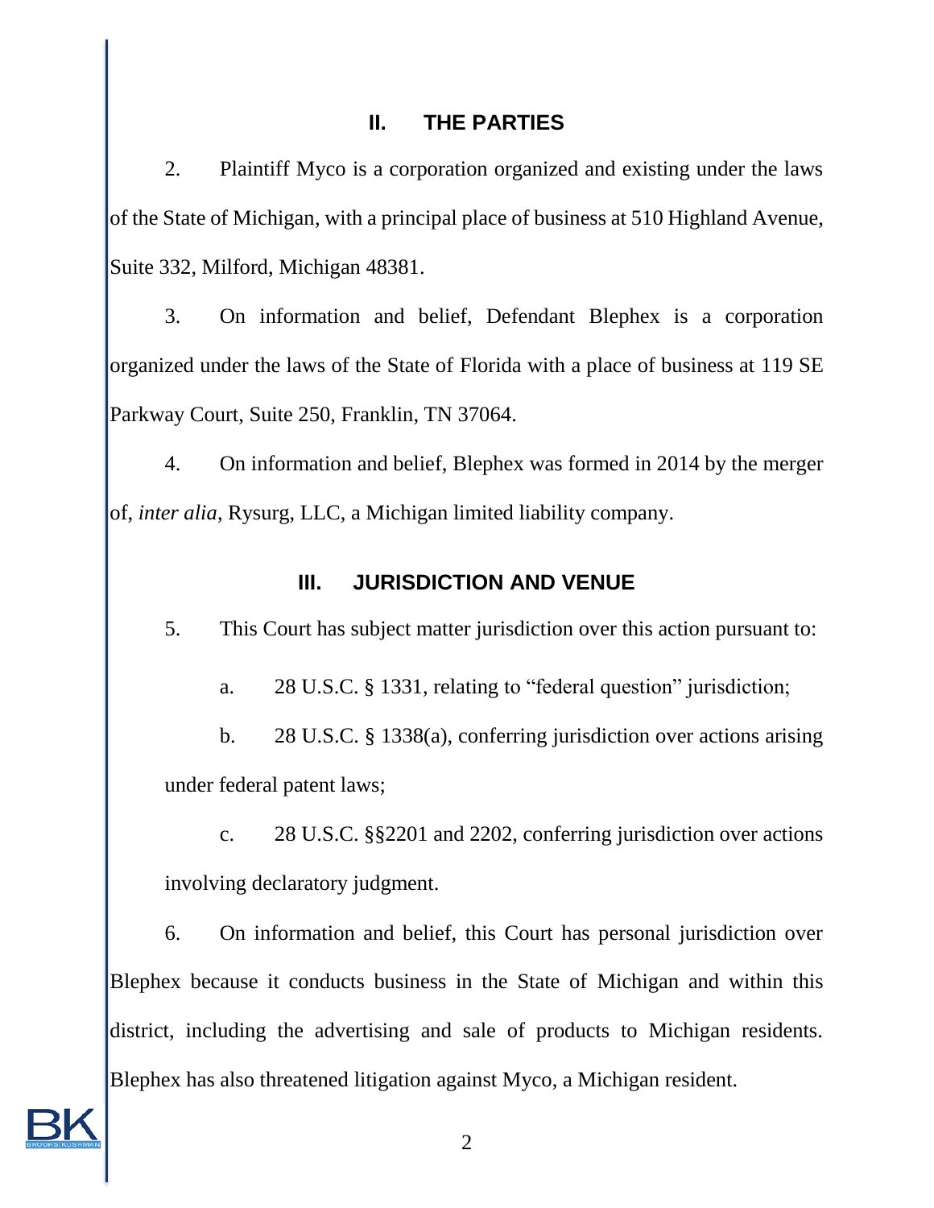## II. THE PARTIES

2. Plaintiff Myco is a corporation organized and existing under the laws of the State of Michigan, with a principal place of business at 510 Highland Avenue, Suite 332, Milford, Michigan 48381.

3. On information and belief, Defendant Blephex is a corporation organized under the laws of the State of Florida with a place of business at 119 SE Parkway Court, Suite 250, Franklin, TN 37064.

4. On information and belief, Blephex was formed in 2014 by the merger of, *inter alia*, Rysurg, LLC, a Michigan limited liability company.

## III. JURISDICTION AND VENUE

5. This Court has subject matter jurisdiction over this action pursuant to:

   a. 28 U.S.C. § 1331, relating to "federal question" jurisdiction;

   b. 28 U.S.C. § 1338(a), conferring jurisdiction over actions arising under federal patent laws;

   c. 28 U.S.C. §§2201 and 2202, conferring jurisdiction over actions involving declaratory judgment.

6. On information and belief, this Court has personal jurisdiction over Blephex because it conducts business in the State of Michigan and within this district, including the advertising and sale of products to Michigan residents. Blephex has also threatened litigation against Myco, a Michigan resident.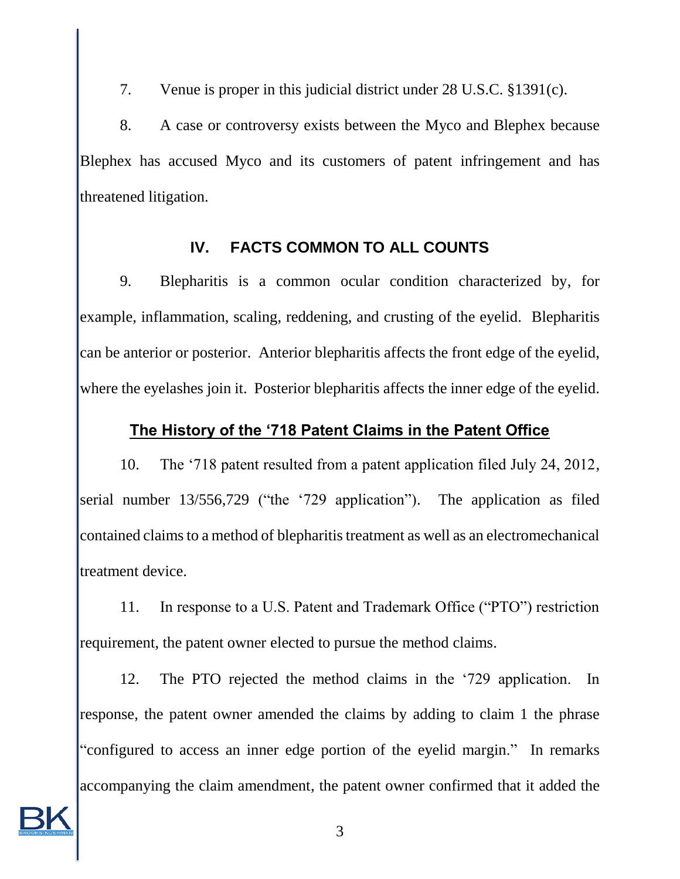7. Venue is proper in this judicial district under 28 U.S.C. §1391(c).

8. A case or controversy exists between the Myco and Blephex because Blephex has accused Myco and its customers of patent infringement and has threatened litigation.

## IV. FACTS COMMON TO ALL COUNTS

9. Blepharitis is a common ocular condition characterized by, for example, inflammation, scaling, reddening, and crusting of the eyelid. Blepharitis can be anterior or posterior. Anterior blepharitis affects the front edge of the eyelid, where the eyelashes join it. Posterior blepharitis affects the inner edge of the eyelid.

### The History of the '718 Patent Claims in the Patent Office

10. The '718 patent resulted from a patent application filed July 24, 2012, serial number 13/556,729 ("the '729 application"). The application as filed contained claims to a method of blepharitis treatment as well as an electromechanical treatment device.

11. In response to a U.S. Patent and Trademark Office ("PTO") restriction requirement, the patent owner elected to pursue the method claims.

12. The PTO rejected the method claims in the '729 application. In response, the patent owner amended the claims by adding to claim 1 the phrase "configured to access an inner edge portion of the eyelid margin." In remarks accompanying the claim amendment, the patent owner confirmed that it added the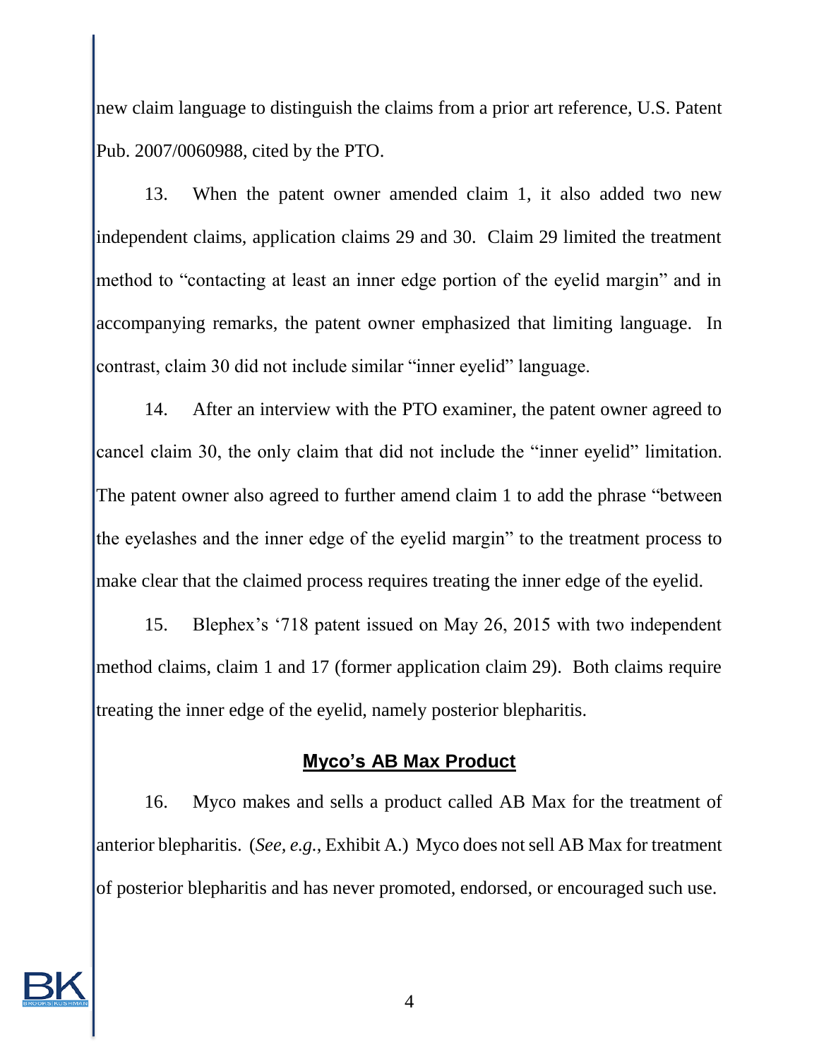new claim language to distinguish the claims from a prior art reference, U.S. Patent Pub. 2007/0060988, cited by the PTO.

13. When the patent owner amended claim 1, it also added two new independent claims, application claims 29 and 30. Claim 29 limited the treatment method to "contacting at least an inner edge portion of the eyelid margin" and in accompanying remarks, the patent owner emphasized that limiting language. In contrast, claim 30 did not include similar "inner eyelid" language.

14. After an interview with the PTO examiner, the patent owner agreed to cancel claim 30, the only claim that did not include the "inner eyelid" limitation. The patent owner also agreed to further amend claim 1 to add the phrase "between the eyelashes and the inner edge of the eyelid margin" to the treatment process to make clear that the claimed process requires treating the inner edge of the eyelid.

15. Blephex's '718 patent issued on May 26, 2015 with two independent method claims, claim 1 and 17 (former application claim 29). Both claims require treating the inner edge of the eyelid, namely posterior blepharitis.

## Myco's AB Max Product

16. Myco makes and sells a product called AB Max for the treatment of anterior blepharitis. (*See, e.g.*, Exhibit A.) Myco does not sell AB Max for treatment of posterior blepharitis and has never promoted, endorsed, or encouraged such use.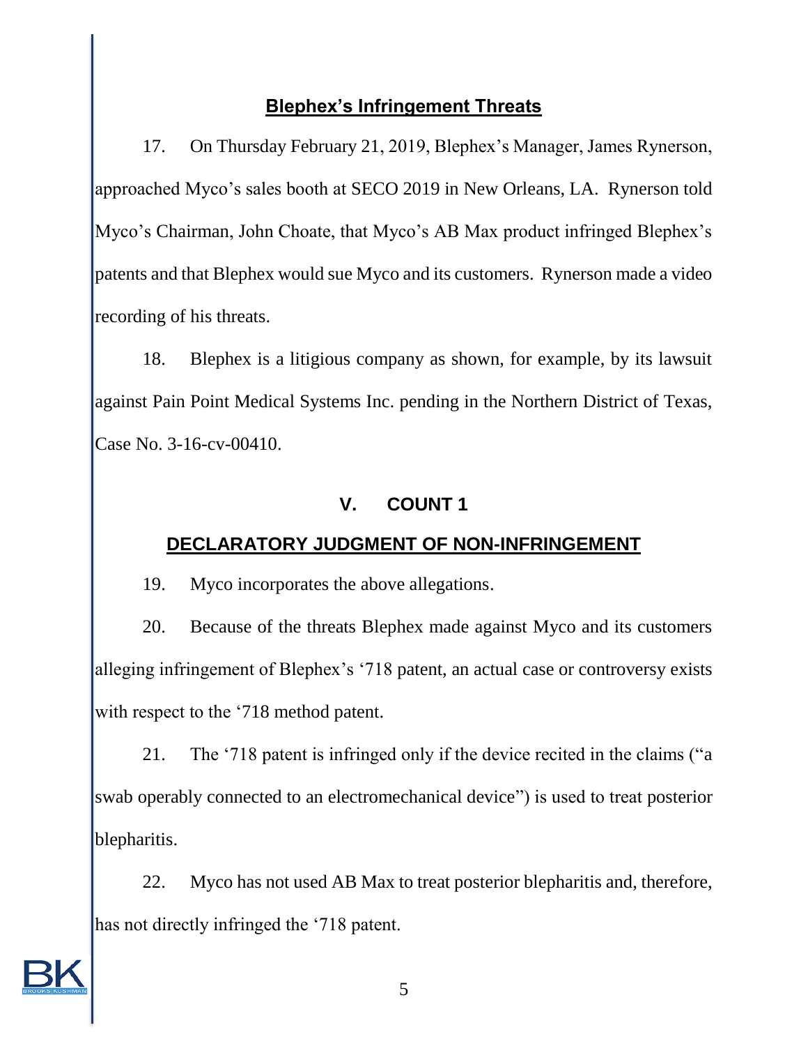## Blephex's Infringement Threats

17. On Thursday February 21, 2019, Blephex's Manager, James Rynerson, approached Myco's sales booth at SECO 2019 in New Orleans, LA. Rynerson told Myco's Chairman, John Choate, that Myco's AB Max product infringed Blephex's patents and that Blephex would sue Myco and its customers. Rynerson made a video recording of his threats.

18. Blephex is a litigious company as shown, for example, by its lawsuit against Pain Point Medical Systems Inc. pending in the Northern District of Texas, Case No. 3-16-cv-00410.

## V. COUNT 1

## DECLARATORY JUDGMENT OF NON-INFRINGEMENT

19. Myco incorporates the above allegations.

20. Because of the threats Blephex made against Myco and its customers alleging infringement of Blephex's '718 patent, an actual case or controversy exists with respect to the '718 method patent.

21. The '718 patent is infringed only if the device recited in the claims ("a swab operably connected to an electromechanical device") is used to treat posterior blepharitis.

22. Myco has not used AB Max to treat posterior blepharitis and, therefore, has not directly infringed the '718 patent.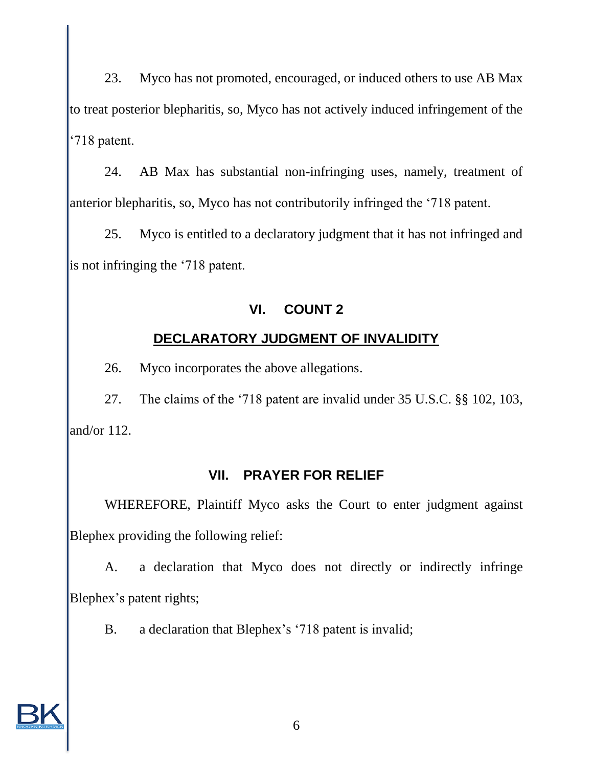23. Myco has not promoted, encouraged, or induced others to use AB Max to treat posterior blepharitis, so, Myco has not actively induced infringement of the '718 patent.

24. AB Max has substantial non-infringing uses, namely, treatment of anterior blepharitis, so, Myco has not contributorily infringed the '718 patent.

25. Myco is entitled to a declaratory judgment that it has not infringed and is not infringing the '718 patent.

## VI. COUNT 2

## DECLARATORY JUDGMENT OF INVALIDITY

26. Myco incorporates the above allegations.

27. The claims of the '718 patent are invalid under 35 U.S.C. §§ 102, 103, and/or 112.

## VII. PRAYER FOR RELIEF

WHEREFORE, Plaintiff Myco asks the Court to enter judgment against Blephex providing the following relief:

A. a declaration that Myco does not directly or indirectly infringe Blephex's patent rights;

B. a declaration that Blephex's '718 patent is invalid;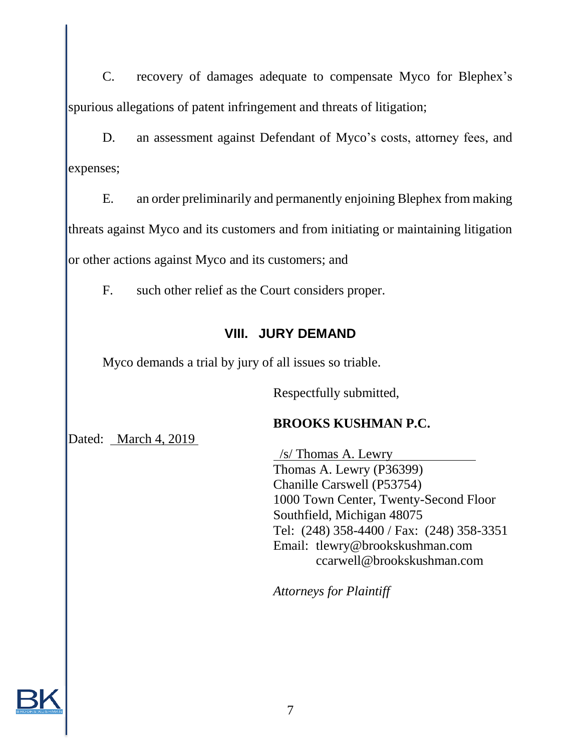C. recovery of damages adequate to compensate Myco for Blephex's spurious allegations of patent infringement and threats of litigation;

D. an assessment against Defendant of Myco's costs, attorney fees, and expenses;

E. an order preliminarily and permanently enjoining Blephex from making threats against Myco and its customers and from initiating or maintaining litigation or other actions against Myco and its customers; and

F. such other relief as the Court considers proper.

## VIII. JURY DEMAND

Myco demands a trial by jury of all issues so triable.

Respectfully submitted,

**BROOKS KUSHMAN P.C.**

Dated: March 4, 2019

/s/ Thomas A. Lewry
Thomas A. Lewry (P36399)
Chanille Carswell (P53754)
1000 Town Center, Twenty-Second Floor
Southfield, Michigan 48075
Tel: (248) 358-4400 / Fax: (248) 358-3351
Email: tlewry@brookskushman.com
ccarwell@brookskushman.com

*Attorneys for Plaintiff*